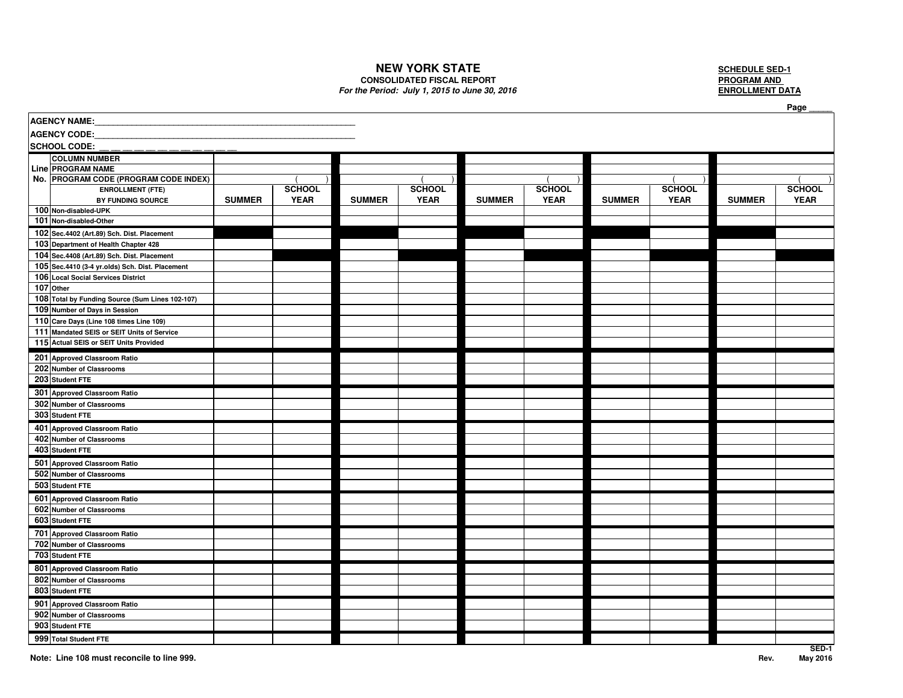# NEW YORK STATE

**CONSOLIDATED FISCAL REPORT**

*For the Period: July 1, 2015 to June 30, 2016*

**SCHEDULE SED-1**
**PROGRAM AND**
**ENROLLMENT DATA**

Page _____

AGENCY NAME:_______________________________________________

AGENCY CODE:_______________________________________________

SCHOOL CODE: __ __ __ __ __ __ __ __ __ __ __ __

| Line No. | COLUMN NUMBER | | | | | | | | | | |
|---|---|---|---|---|---|---|---|---|---|---|---|
| | PROGRAM NAME | | | | | | | | | | |
| | PROGRAM CODE (PROGRAM CODE INDEX) | | ( ) | | ( ) | | ( ) | | ( ) | | ( ) |
| | ENROLLMENT (FTE) BY FUNDING SOURCE | SUMMER | SCHOOL YEAR | SUMMER | SCHOOL YEAR | SUMMER | SCHOOL YEAR | SUMMER | SCHOOL YEAR | SUMMER | SCHOOL YEAR |
| 100 | Non-disabled-UPK | | | | | | | | | | |
| 101 | Non-disabled-Other | | | | | | | | | | |
| 102 | Sec.4402 (Art.89) Sch. Dist. Placement | | | | | | | | | | |
| 103 | Department of Health Chapter 428 | | | | | | | | | | |
| 104 | Sec.4408 (Art.89) Sch. Dist. Placement | | | | | | | | | | |
| 105 | Sec.4410 (3-4 yr.olds) Sch. Dist. Placement | | | | | | | | | | |
| 106 | Local Social Services District | | | | | | | | | | |
| 107 | Other | | | | | | | | | | |
| 108 | Total by Funding Source (Sum Lines 102-107) | | | | | | | | | | |
| 109 | Number of Days in Session | | | | | | | | | | |
| 110 | Care Days (Line 108 times Line 109) | | | | | | | | | | |
| 111 | Mandated SEIS or SEIT Units of Service | | | | | | | | | | |
| 115 | Actual SEIS or SEIT Units Provided | | | | | | | | | | |
| 201 | Approved Classroom Ratio | | | | | | | | | | |
| 202 | Number of Classrooms | | | | | | | | | | |
| 203 | Student FTE | | | | | | | | | | |
| 301 | Approved Classroom Ratio | | | | | | | | | | |
| 302 | Number of Classrooms | | | | | | | | | | |
| 303 | Student FTE | | | | | | | | | | |
| 401 | Approved Classroom Ratio | | | | | | | | | | |
| 402 | Number of Classrooms | | | | | | | | | | |
| 403 | Student FTE | | | | | | | | | | |
| 501 | Approved Classroom Ratio | | | | | | | | | | |
| 502 | Number of Classrooms | | | | | | | | | | |
| 503 | Student FTE | | | | | | | | | | |
| 601 | Approved Classroom Ratio | | | | | | | | | | |
| 602 | Number of Classrooms | | | | | | | | | | |
| 603 | Student FTE | | | | | | | | | | |
| 701 | Approved Classroom Ratio | | | | | | | | | | |
| 702 | Number of Classrooms | | | | | | | | | | |
| 703 | Student FTE | | | | | | | | | | |
| 801 | Approved Classroom Ratio | | | | | | | | | | |
| 802 | Number of Classrooms | | | | | | | | | | |
| 803 | Student FTE | | | | | | | | | | |
| 901 | Approved Classroom Ratio | | | | | | | | | | |
| 902 | Number of Classrooms | | | | | | | | | | |
| 903 | Student FTE | | | | | | | | | | |
| 999 | Total Student FTE | | | | | | | | | | |

Note: Line 108 must reconcile to line 999.

SED-1
Rev. May 2016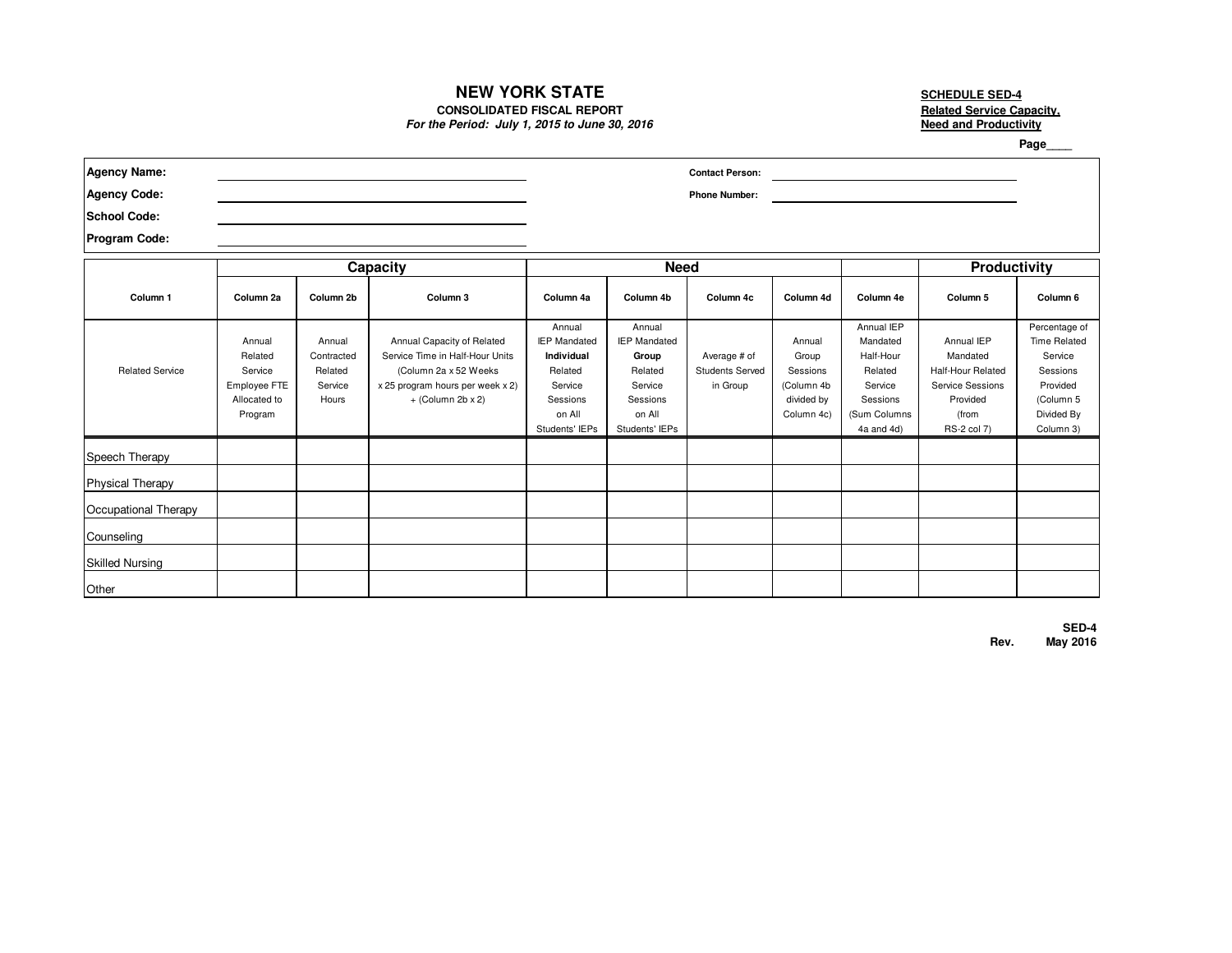# NEW YORK STATE

**CONSOLIDATED FISCAL REPORT**

***For the Period: July 1, 2015 to June 30, 2016***

**SCHEDULE SED-4**
**Related Service Capacity, Need and Productivity**

**Page____**

| | | | |
|---|---|---|---|
| **Agency Name:** | | **Contact Person:** | |
| **Agency Code:** | | **Phone Number:** | |
| **School Code:** | | | |
| **Program Code:** | | | |

| | Capacity | | | Need | | | | | Productivity | |
|---|---|---|---|---|---|---|---|---|---|---|
| Column 1 | Column 2a | Column 2b | Column 3 | Column 4a | Column 4b | Column 4c | Column 4d | Column 4e | Column 5 | Column 6 |
| Related Service | Annual Related Service Employee FTE Allocated to Program | Annual Contracted Related Service Hours | Annual Capacity of Related Service Time in Half-Hour Units (Column 2a x 52 Weeks x 25 program hours per week x 2) + (Column 2b x 2) | Annual IEP Mandated **Individual** Related Service Sessions on All Students' IEPs | Annual IEP Mandated **Group** Related Service Sessions on All Students' IEPs | Average # of Students Served in Group | Annual Group Sessions (Column 4b divided by Column 4c) | Annual IEP Mandated Half-Hour Related Service Sessions (Sum Columns 4a and 4d) | Annual IEP Mandated Half-Hour Related Service Sessions Provided (from RS-2 col 7) | Percentage of Time Related Service Sessions Provided (Column 5 Divided By Column 3) |
| Speech Therapy | | | | | | | | | | |
| Physical Therapy | | | | | | | | | | |
| Occupational Therapy | | | | | | | | | | |
| Counseling | | | | | | | | | | |
| Skilled Nursing | | | | | | | | | | |
| Other | | | | | | | | | | |

**SED-4**
**Rev. May 2016**